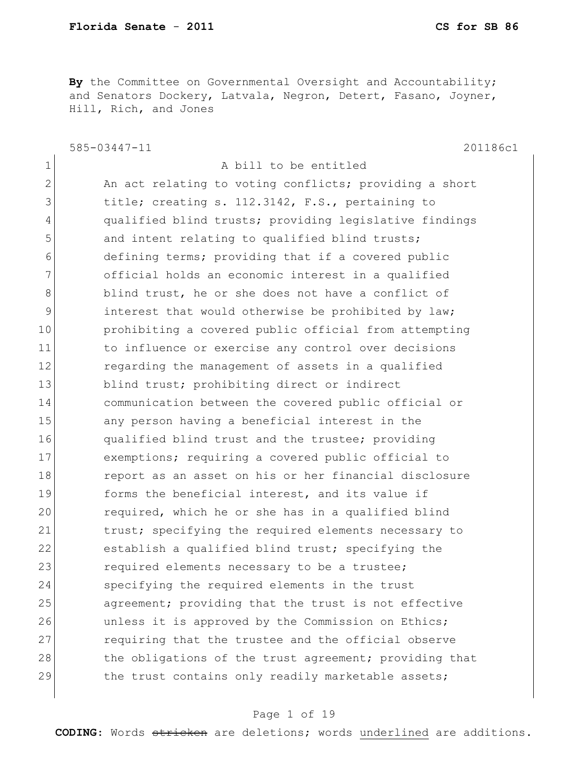**By** the Committee on Governmental Oversight and Accountability; and Senators Dockery, Latvala, Negron, Detert, Fasano, Joyner, Hill, Rich, and Jones

585-03447-11 201186c1

1 A bill to be entitled
2 An act relating to voting conflicts; providing a short
3 title; creating s. 112.3142, F.S., pertaining to
4 qualified blind trusts; providing legislative findings
5 and intent relating to qualified blind trusts;
6 defining terms; providing that if a covered public
7 official holds an economic interest in a qualified
8 blind trust, he or she does not have a conflict of
9 interest that would otherwise be prohibited by law;
10 prohibiting a covered public official from attempting
11 to influence or exercise any control over decisions
12 regarding the management of assets in a qualified
13 blind trust; prohibiting direct or indirect
14 communication between the covered public official or
15 any person having a beneficial interest in the
16 qualified blind trust and the trustee; providing
17 exemptions; requiring a covered public official to
18 report as an asset on his or her financial disclosure
19 forms the beneficial interest, and its value if
20 required, which he or she has in a qualified blind
21 trust; specifying the required elements necessary to
22 establish a qualified blind trust; specifying the
23 required elements necessary to be a trustee;
24 specifying the required elements in the trust
25 agreement; providing that the trust is not effective
26 unless it is approved by the Commission on Ethics;
27 requiring that the trustee and the official observe
28 the obligations of the trust agreement; providing that
29 the trust contains only readily marketable assets;

**CODING:** Words ~~stricken~~ are deletions; words underlined are additions.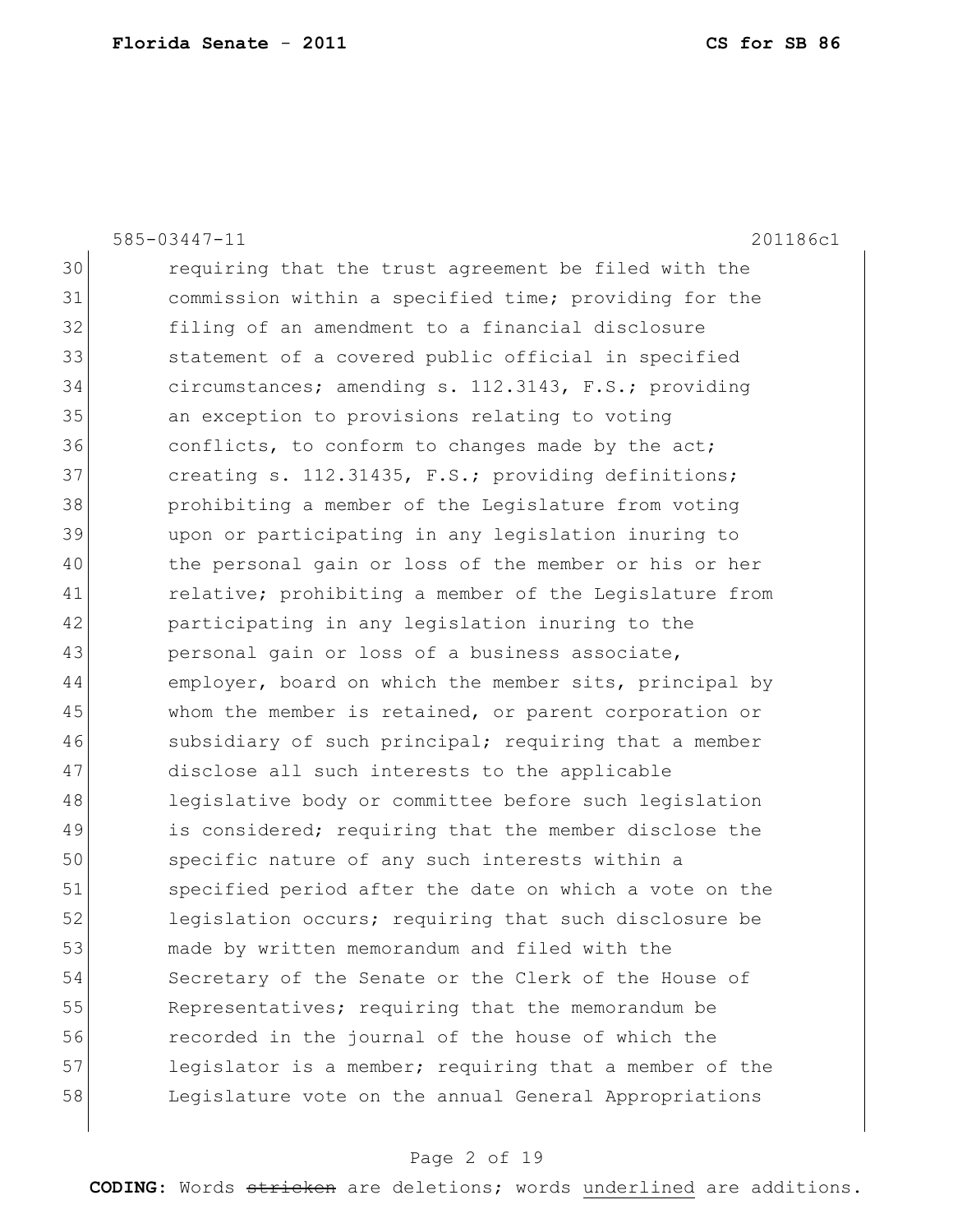585-03447-11 201186c1

30 requiring that the trust agreement be filed with the
31 commission within a specified time; providing for the
32 filing of an amendment to a financial disclosure
33 statement of a covered public official in specified
34 circumstances; amending s. 112.3143, F.S.; providing
35 an exception to provisions relating to voting
36 conflicts, to conform to changes made by the act;
37 creating s. 112.31435, F.S.; providing definitions;
38 prohibiting a member of the Legislature from voting
39 upon or participating in any legislation inuring to
40 the personal gain or loss of the member or his or her
41 relative; prohibiting a member of the Legislature from
42 participating in any legislation inuring to the
43 personal gain or loss of a business associate,
44 employer, board on which the member sits, principal by
45 whom the member is retained, or parent corporation or
46 subsidiary of such principal; requiring that a member
47 disclose all such interests to the applicable
48 legislative body or committee before such legislation
49 is considered; requiring that the member disclose the
50 specific nature of any such interests within a
51 specified period after the date on which a vote on the
52 legislation occurs; requiring that such disclosure be
53 made by written memorandum and filed with the
54 Secretary of the Senate or the Clerk of the House of
55 Representatives; requiring that the memorandum be
56 recorded in the journal of the house of which the
57 legislator is a member; requiring that a member of the
58 Legislature vote on the annual General Appropriations

**CODING:** Words ~~stricken~~ are deletions; words <u>underlined</u> are additions.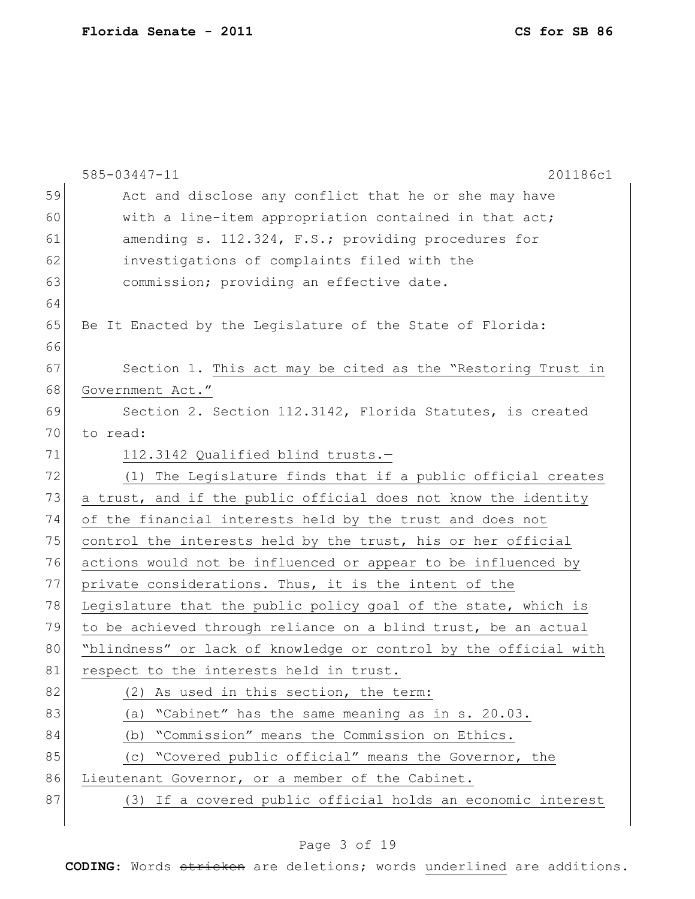Act and disclose any conflict that he or she may have with a line-item appropriation contained in that act; amending s. 112.324, F.S.; providing procedures for investigations of complaints filed with the commission; providing an effective date.

Be It Enacted by the Legislature of the State of Florida:

Section 1. This act may be cited as the "Restoring Trust in Government Act."

Section 2. Section 112.3142, Florida Statutes, is created to read:

112.3142 Qualified blind trusts.—

(1) The Legislature finds that if a public official creates a trust, and if the public official does not know the identity of the financial interests held by the trust and does not control the interests held by the trust, his or her official actions would not be influenced or appear to be influenced by private considerations. Thus, it is the intent of the Legislature that the public policy goal of the state, which is to be achieved through reliance on a blind trust, be an actual "blindness" or lack of knowledge or control by the official with respect to the interests held in trust.

(2) As used in this section, the term:

(a) "Cabinet" has the same meaning as in s. 20.03.

(b) "Commission" means the Commission on Ethics.

(c) "Covered public official" means the Governor, the Lieutenant Governor, or a member of the Cabinet.

(3) If a covered public official holds an economic interest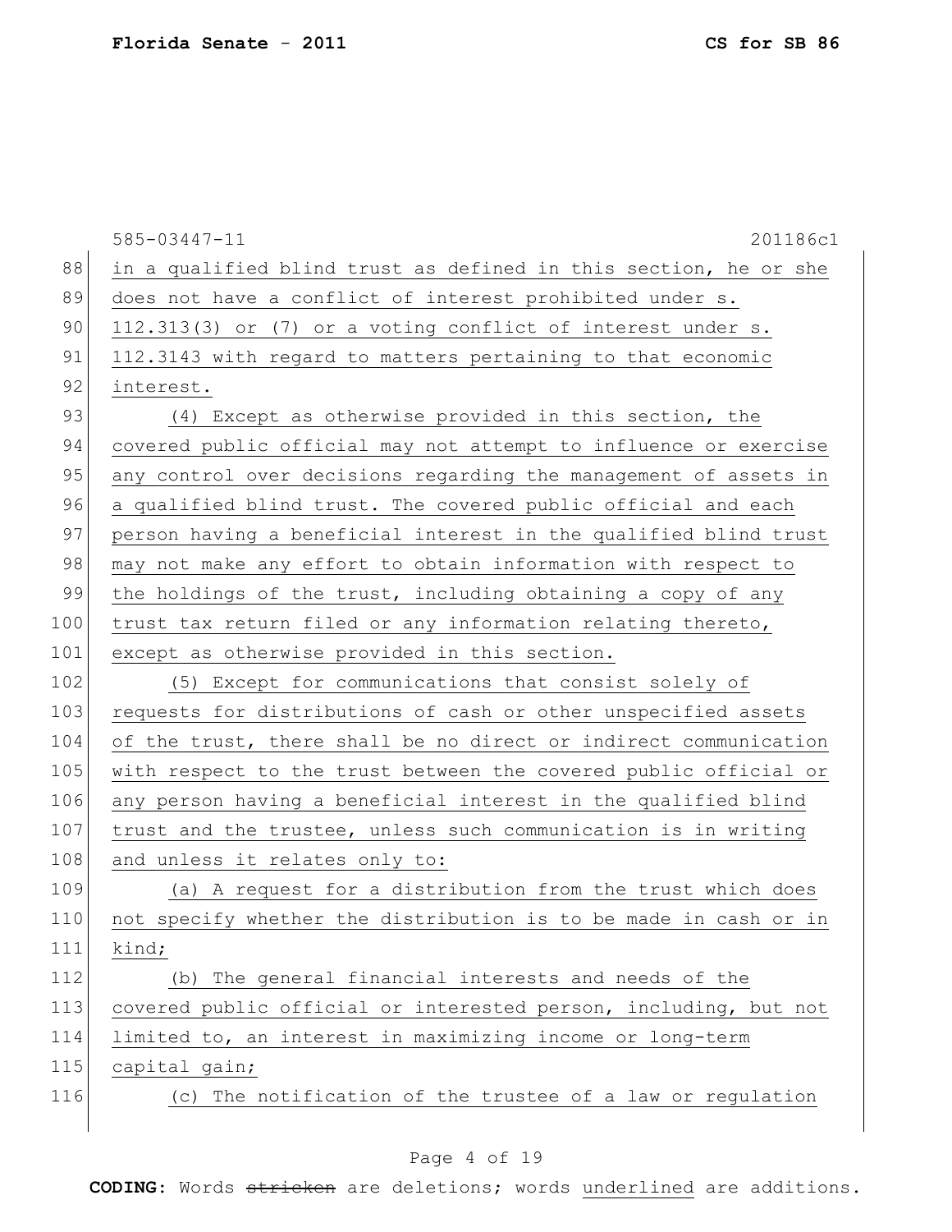in a qualified blind trust as defined in this section, he or she does not have a conflict of interest prohibited under s. 112.313(3) or (7) or a voting conflict of interest under s. 112.3143 with regard to matters pertaining to that economic interest.

(4) Except as otherwise provided in this section, the covered public official may not attempt to influence or exercise any control over decisions regarding the management of assets in a qualified blind trust. The covered public official and each person having a beneficial interest in the qualified blind trust may not make any effort to obtain information with respect to the holdings of the trust, including obtaining a copy of any trust tax return filed or any information relating thereto, except as otherwise provided in this section.

(5) Except for communications that consist solely of requests for distributions of cash or other unspecified assets of the trust, there shall be no direct or indirect communication with respect to the trust between the covered public official or any person having a beneficial interest in the qualified blind trust and the trustee, unless such communication is in writing and unless it relates only to:

(a) A request for a distribution from the trust which does not specify whether the distribution is to be made in cash or in kind;

(b) The general financial interests and needs of the covered public official or interested person, including, but not limited to, an interest in maximizing income or long-term capital gain;

(c) The notification of the trustee of a law or regulation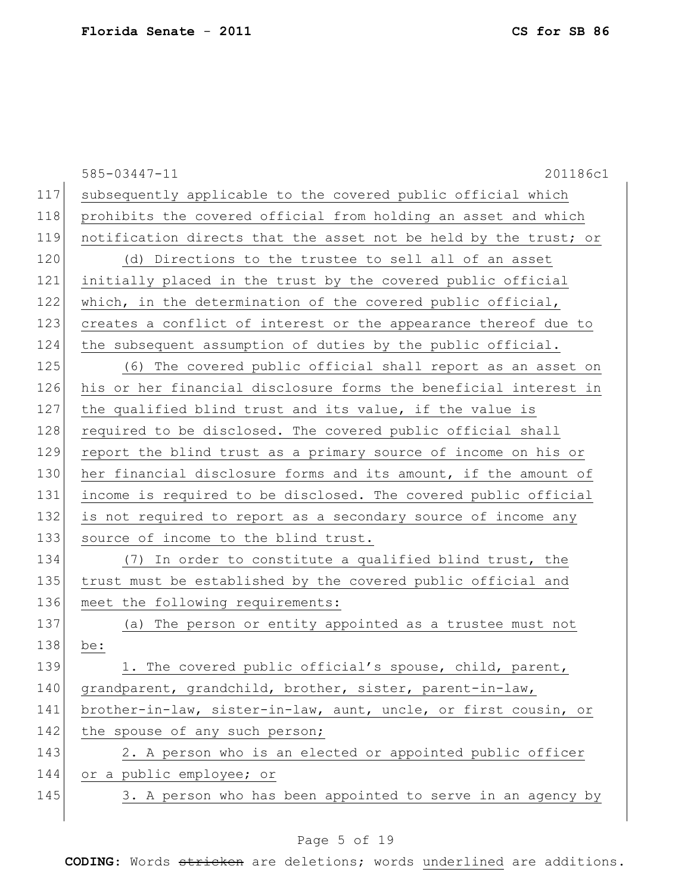subsequently applicable to the covered public official which prohibits the covered official from holding an asset and which notification directs that the asset not be held by the trust; or

(d) Directions to the trustee to sell all of an asset initially placed in the trust by the covered public official which, in the determination of the covered public official, creates a conflict of interest or the appearance thereof due to the subsequent assumption of duties by the public official.

(6) The covered public official shall report as an asset on his or her financial disclosure forms the beneficial interest in the qualified blind trust and its value, if the value is required to be disclosed. The covered public official shall report the blind trust as a primary source of income on his or her financial disclosure forms and its amount, if the amount of income is required to be disclosed. The covered public official is not required to report as a secondary source of income any source of income to the blind trust.

(7) In order to constitute a qualified blind trust, the trust must be established by the covered public official and meet the following requirements:

(a) The person or entity appointed as a trustee must not be:

1. The covered public official's spouse, child, parent, grandparent, grandchild, brother, sister, parent-in-law, brother-in-law, sister-in-law, aunt, uncle, or first cousin, or the spouse of any such person;

2. A person who is an elected or appointed public officer or a public employee; or

3. A person who has been appointed to serve in an agency by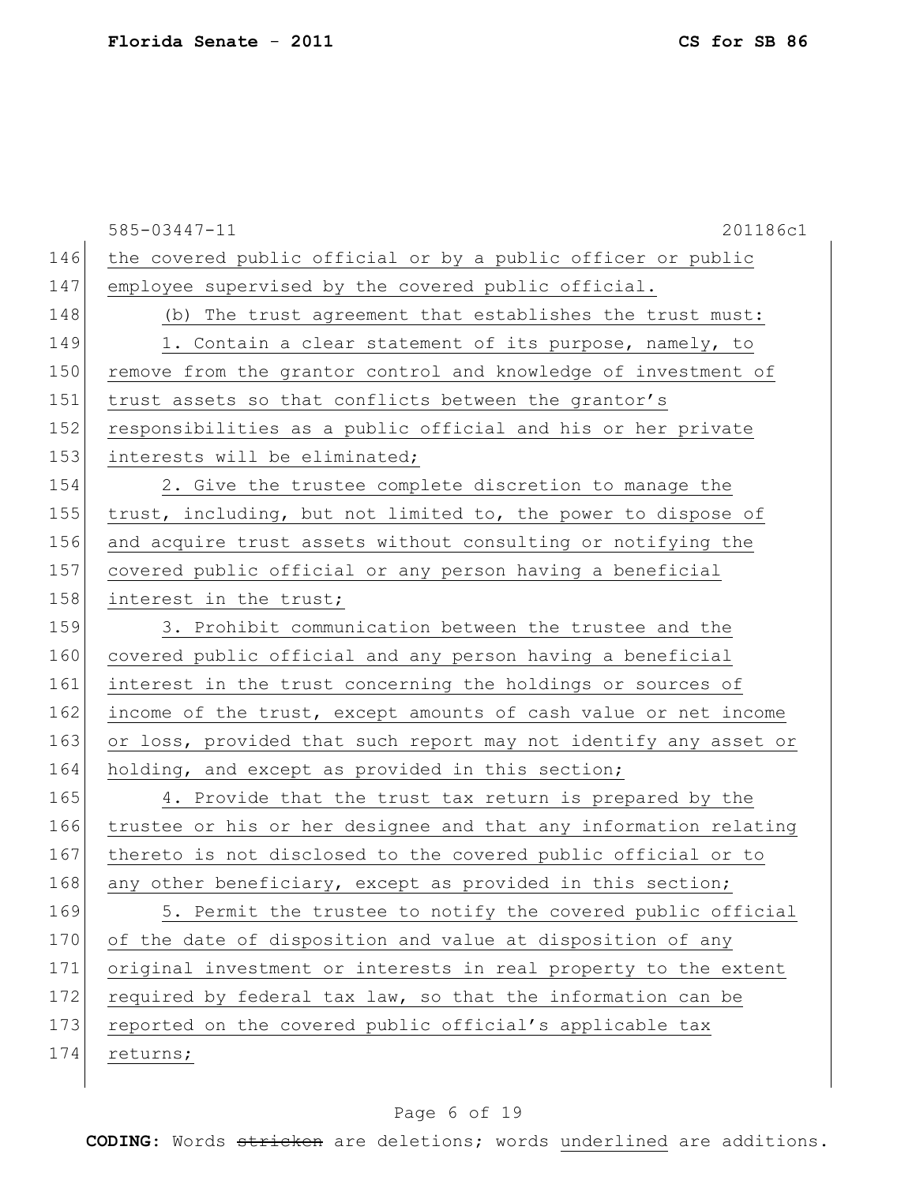the covered public official or by a public officer or public employee supervised by the covered public official.

(b) The trust agreement that establishes the trust must:

1. Contain a clear statement of its purpose, namely, to remove from the grantor control and knowledge of investment of trust assets so that conflicts between the grantor's responsibilities as a public official and his or her private interests will be eliminated;

2. Give the trustee complete discretion to manage the trust, including, but not limited to, the power to dispose of and acquire trust assets without consulting or notifying the covered public official or any person having a beneficial interest in the trust;

3. Prohibit communication between the trustee and the covered public official and any person having a beneficial interest in the trust concerning the holdings or sources of income of the trust, except amounts of cash value or net income or loss, provided that such report may not identify any asset or holding, and except as provided in this section;

4. Provide that the trust tax return is prepared by the trustee or his or her designee and that any information relating thereto is not disclosed to the covered public official or to any other beneficiary, except as provided in this section;

5. Permit the trustee to notify the covered public official of the date of disposition and value at disposition of any original investment or interests in real property to the extent required by federal tax law, so that the information can be reported on the covered public official's applicable tax returns;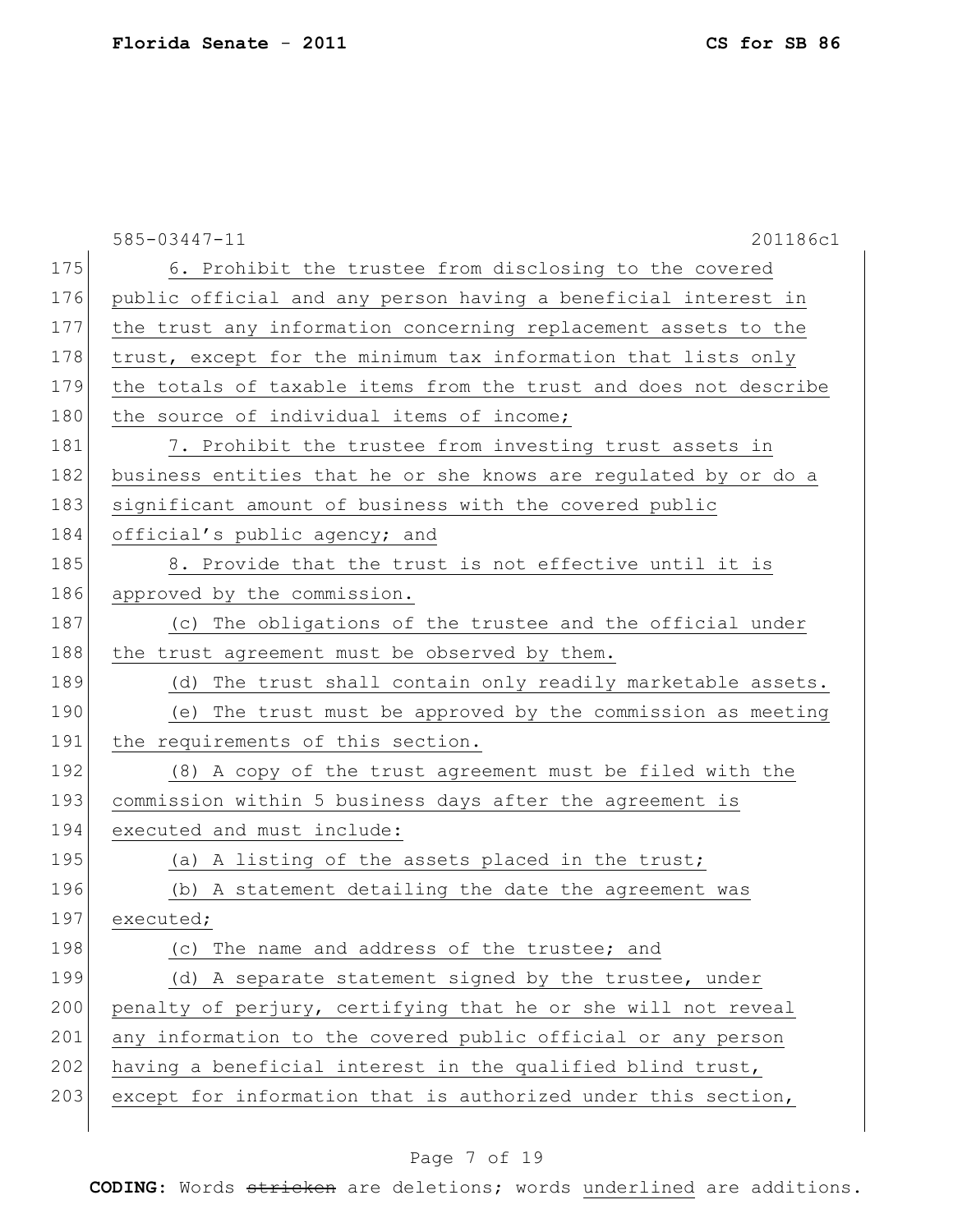6. Prohibit the trustee from disclosing to the covered public official and any person having a beneficial interest in the trust any information concerning replacement assets to the trust, except for the minimum tax information that lists only the totals of taxable items from the trust and does not describe the source of individual items of income;

7. Prohibit the trustee from investing trust assets in business entities that he or she knows are regulated by or do a significant amount of business with the covered public official's public agency; and

8. Provide that the trust is not effective until it is approved by the commission.

(c) The obligations of the trustee and the official under the trust agreement must be observed by them.

(d) The trust shall contain only readily marketable assets.

(e) The trust must be approved by the commission as meeting the requirements of this section.

(8) A copy of the trust agreement must be filed with the commission within 5 business days after the agreement is executed and must include:

(a) A listing of the assets placed in the trust;

(b) A statement detailing the date the agreement was executed;

(c) The name and address of the trustee; and

(d) A separate statement signed by the trustee, under penalty of perjury, certifying that he or she will not reveal any information to the covered public official or any person having a beneficial interest in the qualified blind trust, except for information that is authorized under this section,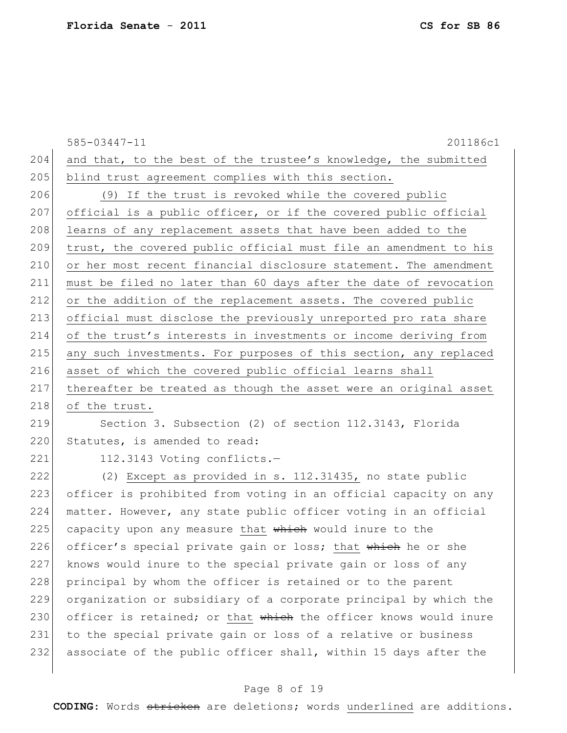and that, to the best of the trustee's knowledge, the submitted blind trust agreement complies with this section.

(9) If the trust is revoked while the covered public official is a public officer, or if the covered public official learns of any replacement assets that have been added to the trust, the covered public official must file an amendment to his or her most recent financial disclosure statement. The amendment must be filed no later than 60 days after the date of revocation or the addition of the replacement assets. The covered public official must disclose the previously unreported pro rata share of the trust's interests in investments or income deriving from any such investments. For purposes of this section, any replaced asset of which the covered public official learns shall thereafter be treated as though the asset were an original asset of the trust.

Section 3. Subsection (2) of section 112.3143, Florida Statutes, is amended to read:

112.3143 Voting conflicts.—

(2) Except as provided in s. 112.31435, no state public officer is prohibited from voting in an official capacity on any matter. However, any state public officer voting in an official capacity upon any measure that ~~which~~ would inure to the officer's special private gain or loss; that ~~which~~ he or she knows would inure to the special private gain or loss of any principal by whom the officer is retained or to the parent organization or subsidiary of a corporate principal by which the officer is retained; or that ~~which~~ the officer knows would inure to the special private gain or loss of a relative or business associate of the public officer shall, within 15 days after the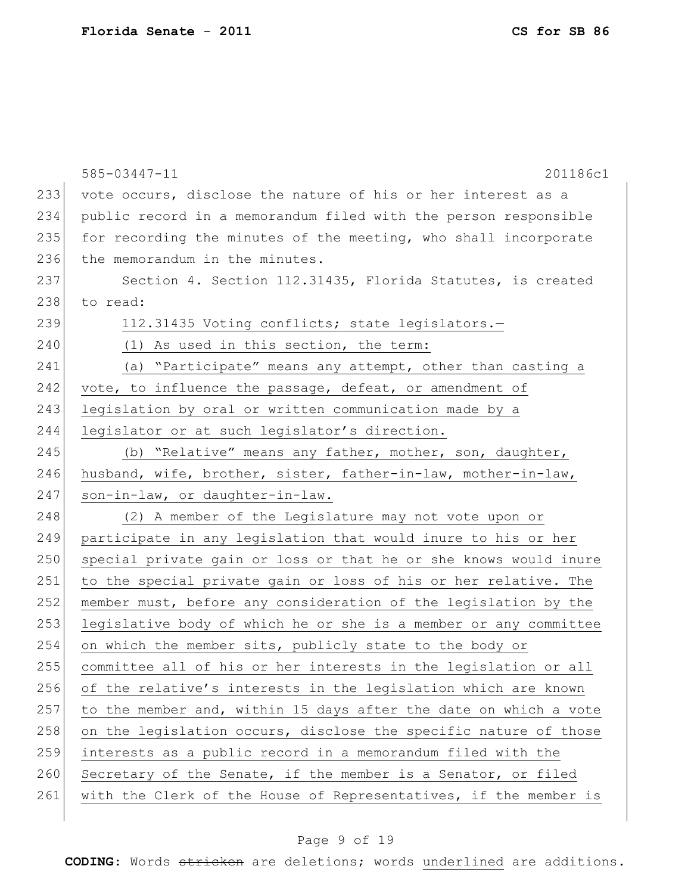vote occurs, disclose the nature of his or her interest as a public record in a memorandum filed with the person responsible for recording the minutes of the meeting, who shall incorporate the memorandum in the minutes.

Section 4. Section 112.31435, Florida Statutes, is created to read:

112.31435 Voting conflicts; state legislators.—

(1) As used in this section, the term:

(a) "Participate" means any attempt, other than casting a vote, to influence the passage, defeat, or amendment of legislation by oral or written communication made by a legislator or at such legislator's direction.

(b) "Relative" means any father, mother, son, daughter, husband, wife, brother, sister, father-in-law, mother-in-law, son-in-law, or daughter-in-law.

(2) A member of the Legislature may not vote upon or participate in any legislation that would inure to his or her special private gain or loss or that he or she knows would inure to the special private gain or loss of his or her relative. The member must, before any consideration of the legislation by the legislative body of which he or she is a member or any committee on which the member sits, publicly state to the body or committee all of his or her interests in the legislation or all of the relative's interests in the legislation which are known to the member and, within 15 days after the date on which a vote on the legislation occurs, disclose the specific nature of those interests as a public record in a memorandum filed with the Secretary of the Senate, if the member is a Senator, or filed with the Clerk of the House of Representatives, if the member is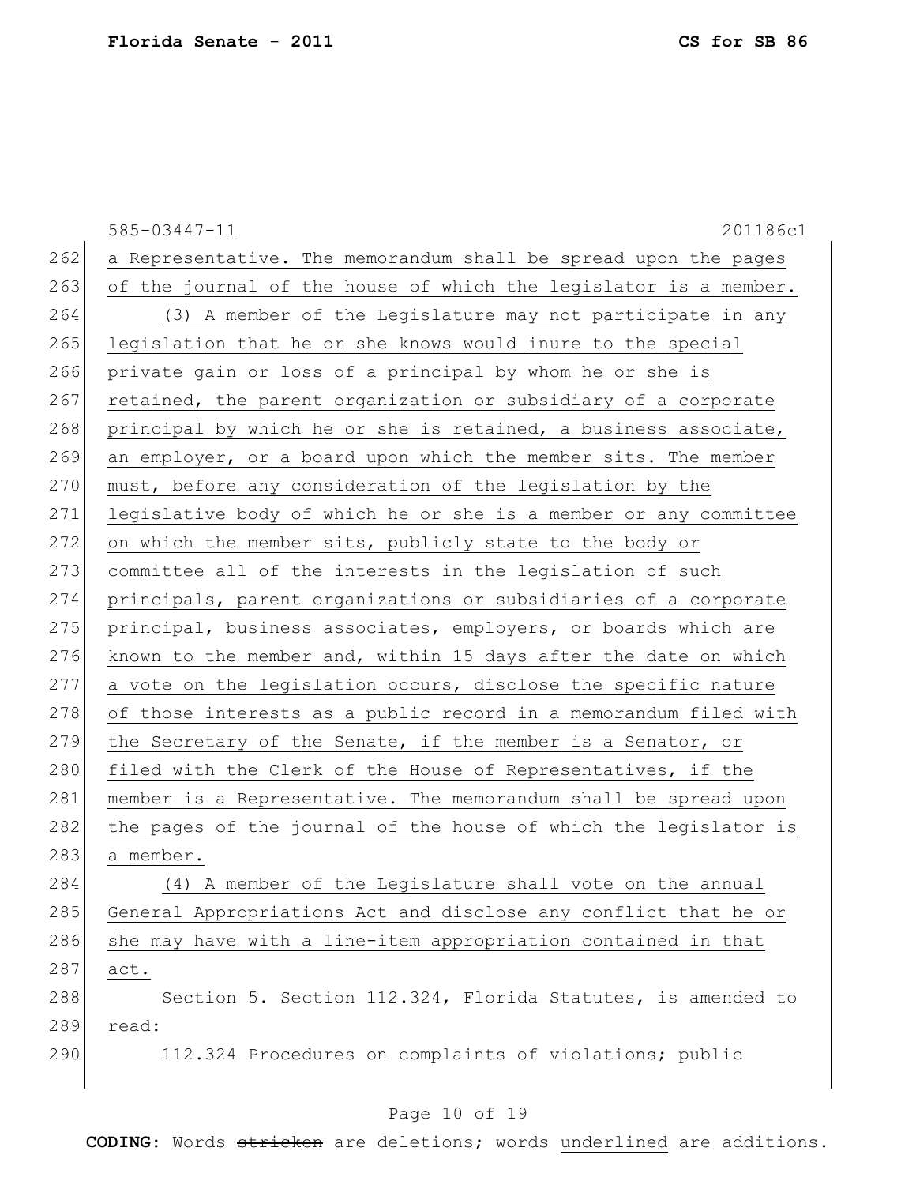a Representative. The memorandum shall be spread upon the pages of the journal of the house of which the legislator is a member.

<u>(3) A member of the Legislature may not participate in any legislation that he or she knows would inure to the special private gain or loss of a principal by whom he or she is retained, the parent organization or subsidiary of a corporate principal by which he or she is retained, a business associate, an employer, or a board upon which the member sits. The member must, before any consideration of the legislation by the legislative body of which he or she is a member or any committee on which the member sits, publicly state to the body or committee all of the interests in the legislation of such principals, parent organizations or subsidiaries of a corporate principal, business associates, employers, or boards which are known to the member and, within 15 days after the date on which a vote on the legislation occurs, disclose the specific nature of those interests as a public record in a memorandum filed with the Secretary of the Senate, if the member is a Senator, or filed with the Clerk of the House of Representatives, if the member is a Representative. The memorandum shall be spread upon the pages of the journal of the house of which the legislator is a member.</u>

<u>(4) A member of the Legislature shall vote on the annual General Appropriations Act and disclose any conflict that he or she may have with a line-item appropriation contained in that act.</u>

Section 5. Section 112.324, Florida Statutes, is amended to read:

112.324 Procedures on complaints of violations; public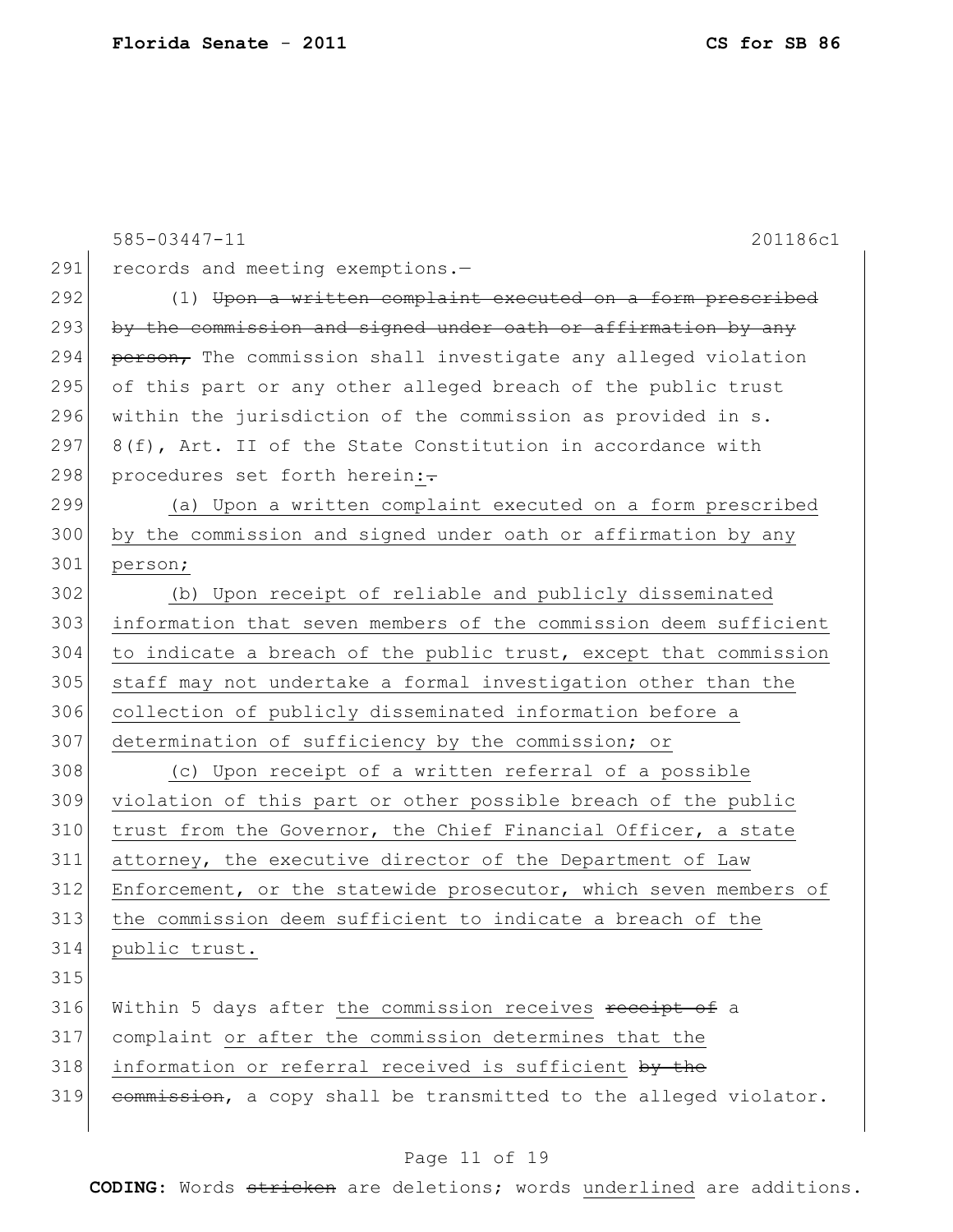585-03447-11 201186c1

291 records and meeting exemptions.—

292 (1) ~~Upon a written complaint executed on a form prescribed~~
293 ~~by the commission and signed under oath or affirmation by any~~
294 ~~person,~~ The commission shall investigate any alleged violation
295 of this part or any other alleged breach of the public trust
296 within the jurisdiction of the commission as provided in s.
297 8(f), Art. II of the State Constitution in accordance with
298 procedures set forth herein<u>:</u>~~.~~

299 <u>(a) Upon a written complaint executed on a form prescribed</u>
300 <u>by the commission and signed under oath or affirmation by any</u>
301 <u>person;</u>

302 <u>(b) Upon receipt of reliable and publicly disseminated</u>
303 <u>information that seven members of the commission deem sufficient</u>
304 <u>to indicate a breach of the public trust, except that commission</u>
305 <u>staff may not undertake a formal investigation other than the</u>
306 <u>collection of publicly disseminated information before a</u>
307 <u>determination of sufficiency by the commission; or</u>

308 <u>(c) Upon receipt of a written referral of a possible</u>
309 <u>violation of this part or other possible breach of the public</u>
310 <u>trust from the Governor, the Chief Financial Officer, a state</u>
311 <u>attorney, the executive director of the Department of Law</u>
312 <u>Enforcement, or the statewide prosecutor, which seven members of</u>
313 <u>the commission deem sufficient to indicate a breach of the</u>
314 <u>public trust.</u>

315

316 Within 5 days after <u>the commission receives</u> ~~receipt of~~ a
317 complaint <u>or after the commission determines that the</u>
318 <u>information or referral received is sufficient</u> ~~by the~~
319 ~~commission~~, a copy shall be transmitted to the alleged violator.

**CODING:** Words ~~stricken~~ are deletions; words <u>underlined</u> are additions.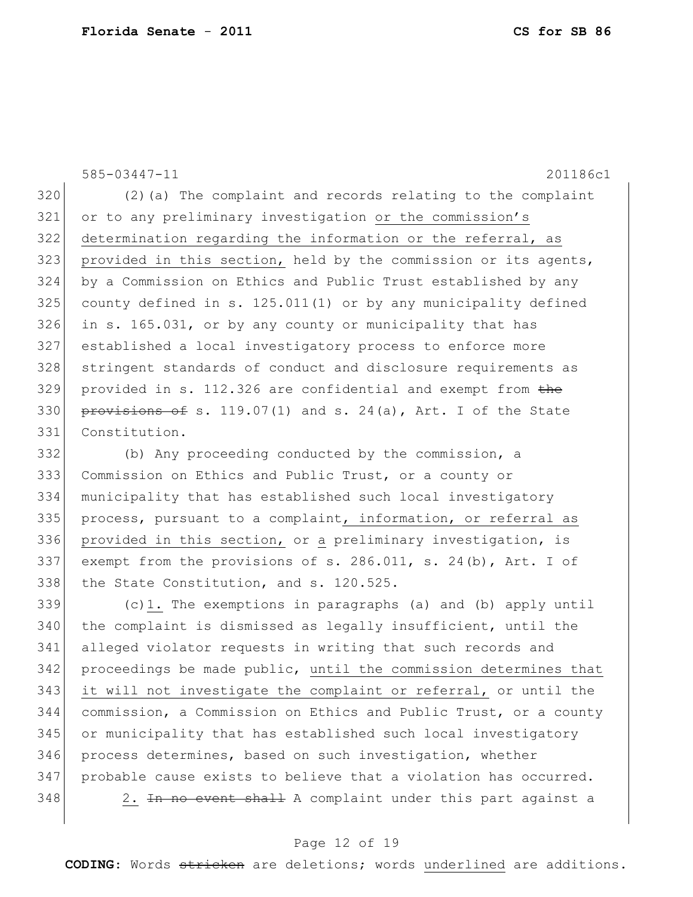585-03447-11 201186c1

320 (2)(a) The complaint and records relating to the complaint
321 or to any preliminary investigation or the commission's
322 determination regarding the information or the referral, as
323 provided in this section, held by the commission or its agents,
324 by a Commission on Ethics and Public Trust established by any
325 county defined in s. 125.011(1) or by any municipality defined
326 in s. 165.031, or by any county or municipality that has
327 established a local investigatory process to enforce more
328 stringent standards of conduct and disclosure requirements as
329 provided in s. 112.326 are confidential and exempt from ~~the~~
330 ~~provisions of~~ s. 119.07(1) and s. 24(a), Art. I of the State
331 Constitution.

332 (b) Any proceeding conducted by the commission, a
333 Commission on Ethics and Public Trust, or a county or
334 municipality that has established such local investigatory
335 process, pursuant to a complaint, information, or referral as
336 provided in this section, or a preliminary investigation, is
337 exempt from the provisions of s. 286.011, s. 24(b), Art. I of
338 the State Constitution, and s. 120.525.

339 (c)1. The exemptions in paragraphs (a) and (b) apply until
340 the complaint is dismissed as legally insufficient, until the
341 alleged violator requests in writing that such records and
342 proceedings be made public, until the commission determines that
343 it will not investigate the complaint or referral, or until the
344 commission, a Commission on Ethics and Public Trust, or a county
345 or municipality that has established such local investigatory
346 process determines, based on such investigation, whether
347 probable cause exists to believe that a violation has occurred.

348 2. ~~In no event shall~~ A complaint under this part against a

**CODING:** Words ~~stricken~~ are deletions; words underlined are additions.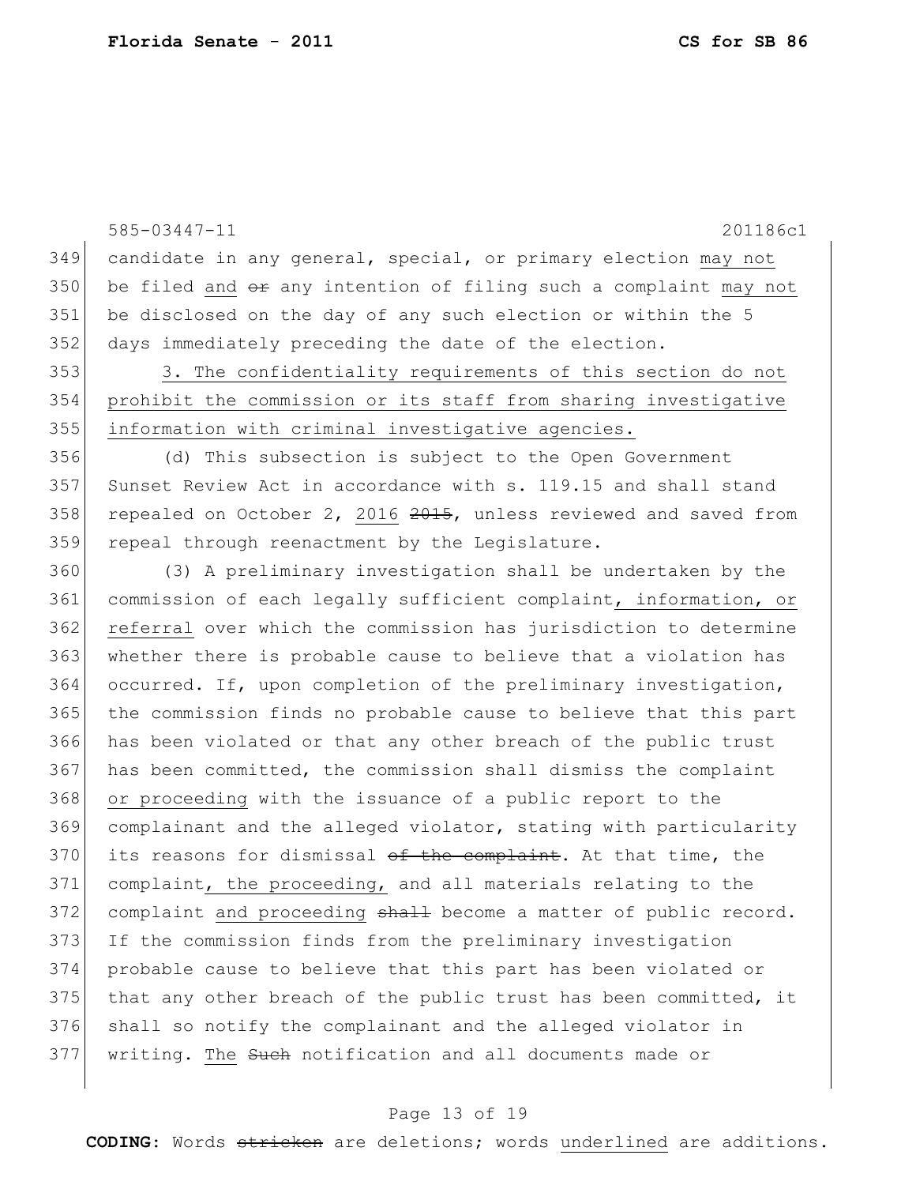candidate in any general, special, or primary election may not be filed and ~~or~~ any intention of filing such a complaint may not be disclosed on the day of any such election or within the 5 days immediately preceding the date of the election.

3. The confidentiality requirements of this section do not prohibit the commission or its staff from sharing investigative information with criminal investigative agencies.

(d) This subsection is subject to the Open Government Sunset Review Act in accordance with s. 119.15 and shall stand repealed on October 2, 2016 ~~2015~~, unless reviewed and saved from repeal through reenactment by the Legislature.

(3) A preliminary investigation shall be undertaken by the commission of each legally sufficient complaint, information, or referral over which the commission has jurisdiction to determine whether there is probable cause to believe that a violation has occurred. If, upon completion of the preliminary investigation, the commission finds no probable cause to believe that this part has been violated or that any other breach of the public trust has been committed, the commission shall dismiss the complaint or proceeding with the issuance of a public report to the complainant and the alleged violator, stating with particularity its reasons for dismissal ~~of the complaint~~. At that time, the complaint, the proceeding, and all materials relating to the complaint and proceeding ~~shall~~ become a matter of public record. If the commission finds from the preliminary investigation probable cause to believe that this part has been violated or that any other breach of the public trust has been committed, it shall so notify the complainant and the alleged violator in writing. The ~~Such~~ notification and all documents made or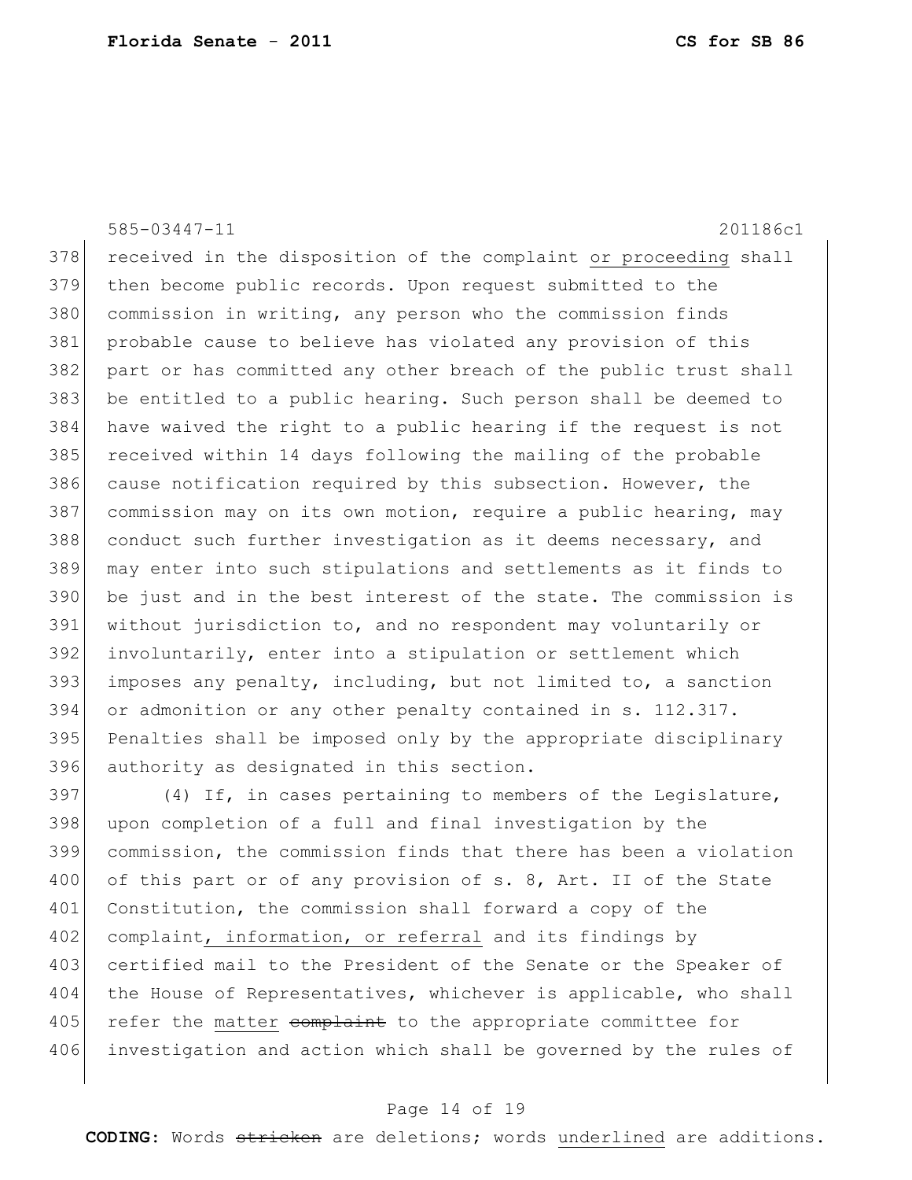received in the disposition of the complaint <u>or proceeding</u> shall then become public records. Upon request submitted to the commission in writing, any person who the commission finds probable cause to believe has violated any provision of this part or has committed any other breach of the public trust shall be entitled to a public hearing. Such person shall be deemed to have waived the right to a public hearing if the request is not received within 14 days following the mailing of the probable cause notification required by this subsection. However, the commission may on its own motion, require a public hearing, may conduct such further investigation as it deems necessary, and may enter into such stipulations and settlements as it finds to be just and in the best interest of the state. The commission is without jurisdiction to, and no respondent may voluntarily or involuntarily, enter into a stipulation or settlement which imposes any penalty, including, but not limited to, a sanction or admonition or any other penalty contained in s. 112.317. Penalties shall be imposed only by the appropriate disciplinary authority as designated in this section.

(4) If, in cases pertaining to members of the Legislature, upon completion of a full and final investigation by the commission, the commission finds that there has been a violation of this part or of any provision of s. 8, Art. II of the State Constitution, the commission shall forward a copy of the complaint<u>, information, or referral</u> and its findings by certified mail to the President of the Senate or the Speaker of the House of Representatives, whichever is applicable, who shall refer the <u>matter</u> ~~complaint~~ to the appropriate committee for investigation and action which shall be governed by the rules of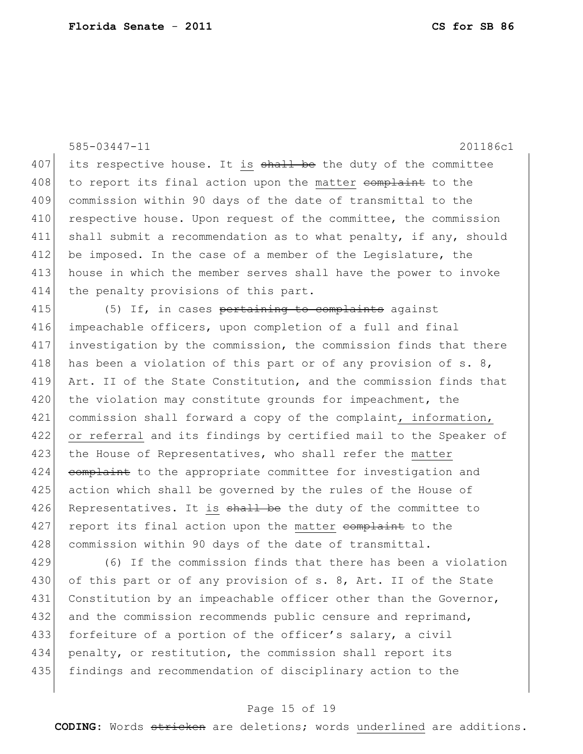its respective house. It is ~~shall be~~ the duty of the committee to report its final action upon the matter ~~complaint~~ to the commission within 90 days of the date of transmittal to the respective house. Upon request of the committee, the commission shall submit a recommendation as to what penalty, if any, should be imposed. In the case of a member of the Legislature, the house in which the member serves shall have the power to invoke the penalty provisions of this part.

(5) If, in cases ~~pertaining to complaints~~ against impeachable officers, upon completion of a full and final investigation by the commission, the commission finds that there has been a violation of this part or of any provision of s. 8, Art. II of the State Constitution, and the commission finds that the violation may constitute grounds for impeachment, the commission shall forward a copy of the complaint, information, or referral and its findings by certified mail to the Speaker of the House of Representatives, who shall refer the matter ~~complaint~~ to the appropriate committee for investigation and action which shall be governed by the rules of the House of Representatives. It is ~~shall be~~ the duty of the committee to report its final action upon the matter ~~complaint~~ to the commission within 90 days of the date of transmittal.

(6) If the commission finds that there has been a violation of this part or of any provision of s. 8, Art. II of the State Constitution by an impeachable officer other than the Governor, and the commission recommends public censure and reprimand, forfeiture of a portion of the officer's salary, a civil penalty, or restitution, the commission shall report its findings and recommendation of disciplinary action to the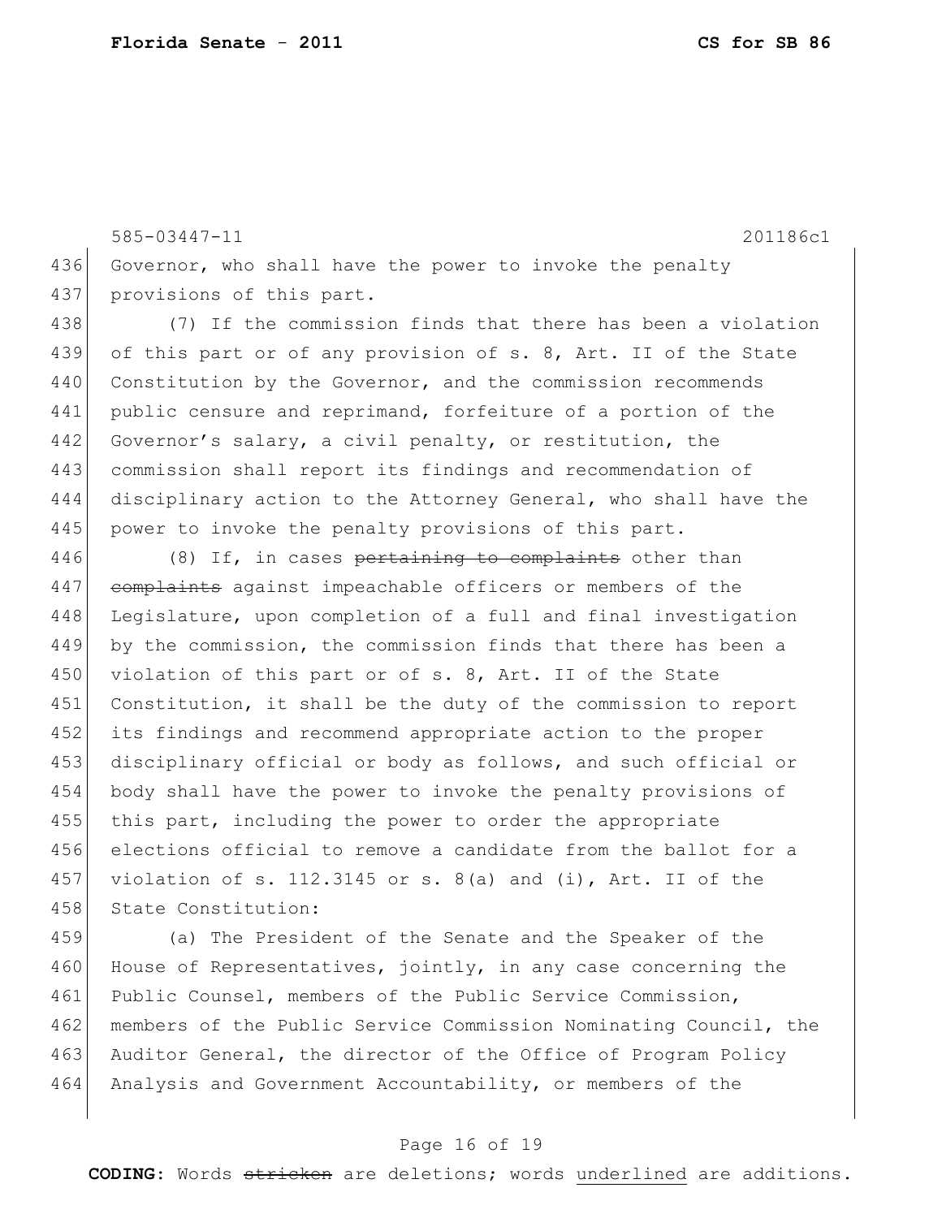Governor, who shall have the power to invoke the penalty provisions of this part.

(7) If the commission finds that there has been a violation of this part or of any provision of s. 8, Art. II of the State Constitution by the Governor, and the commission recommends public censure and reprimand, forfeiture of a portion of the Governor's salary, a civil penalty, or restitution, the commission shall report its findings and recommendation of disciplinary action to the Attorney General, who shall have the power to invoke the penalty provisions of this part.

(8) If, in cases ~~pertaining to complaints~~ other than ~~complaints~~ against impeachable officers or members of the Legislature, upon completion of a full and final investigation by the commission, the commission finds that there has been a violation of this part or of s. 8, Art. II of the State Constitution, it shall be the duty of the commission to report its findings and recommend appropriate action to the proper disciplinary official or body as follows, and such official or body shall have the power to invoke the penalty provisions of this part, including the power to order the appropriate elections official to remove a candidate from the ballot for a violation of s. 112.3145 or s. 8(a) and (i), Art. II of the State Constitution:

(a) The President of the Senate and the Speaker of the House of Representatives, jointly, in any case concerning the Public Counsel, members of the Public Service Commission, members of the Public Service Commission Nominating Council, the Auditor General, the director of the Office of Program Policy Analysis and Government Accountability, or members of the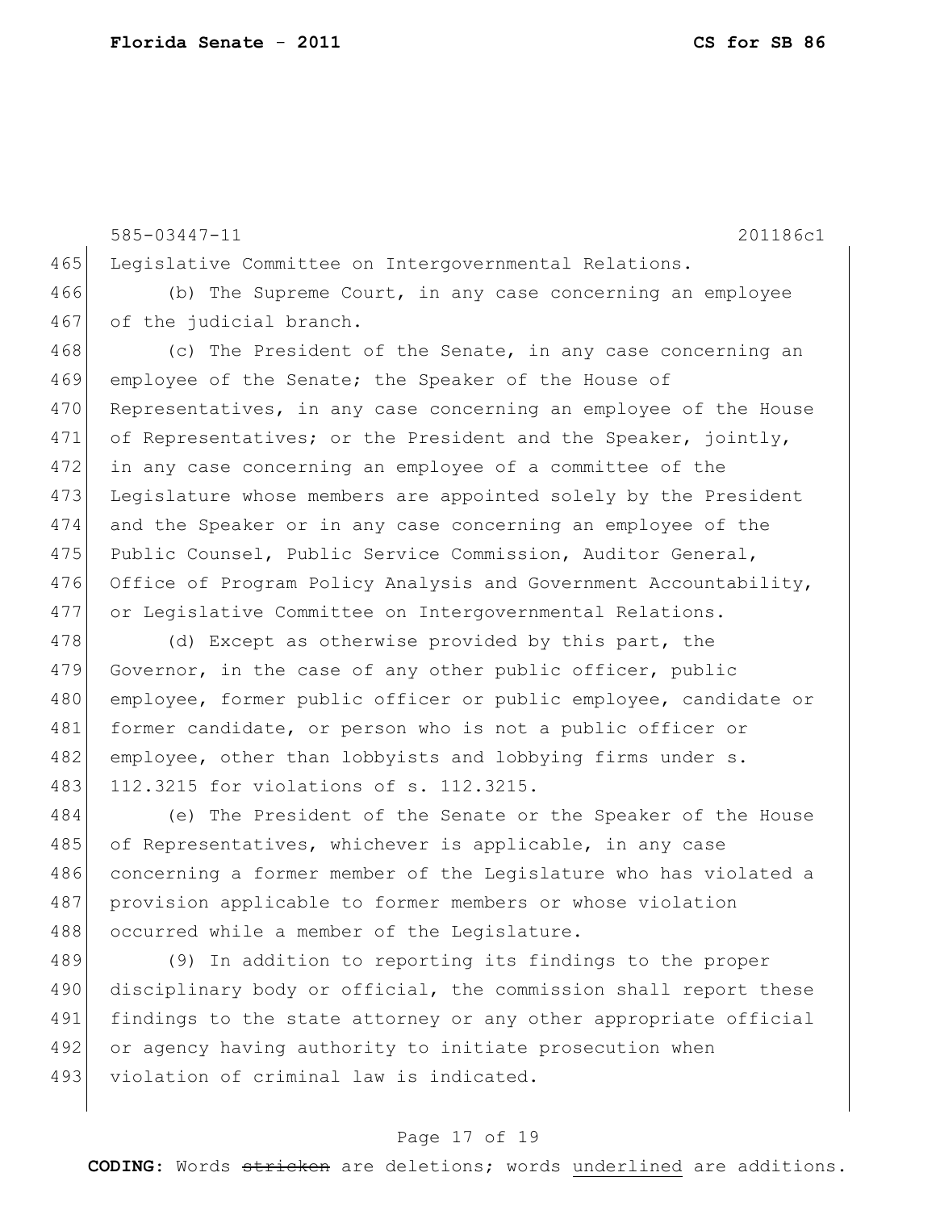Legislative Committee on Intergovernmental Relations.

(b) The Supreme Court, in any case concerning an employee of the judicial branch.

(c) The President of the Senate, in any case concerning an employee of the Senate; the Speaker of the House of Representatives, in any case concerning an employee of the House of Representatives; or the President and the Speaker, jointly, in any case concerning an employee of a committee of the Legislature whose members are appointed solely by the President and the Speaker or in any case concerning an employee of the Public Counsel, Public Service Commission, Auditor General, Office of Program Policy Analysis and Government Accountability, or Legislative Committee on Intergovernmental Relations.

(d) Except as otherwise provided by this part, the Governor, in the case of any other public officer, public employee, former public officer or public employee, candidate or former candidate, or person who is not a public officer or employee, other than lobbyists and lobbying firms under s. 112.3215 for violations of s. 112.3215.

(e) The President of the Senate or the Speaker of the House of Representatives, whichever is applicable, in any case concerning a former member of the Legislature who has violated a provision applicable to former members or whose violation occurred while a member of the Legislature.

(9) In addition to reporting its findings to the proper disciplinary body or official, the commission shall report these findings to the state attorney or any other appropriate official or agency having authority to initiate prosecution when violation of criminal law is indicated.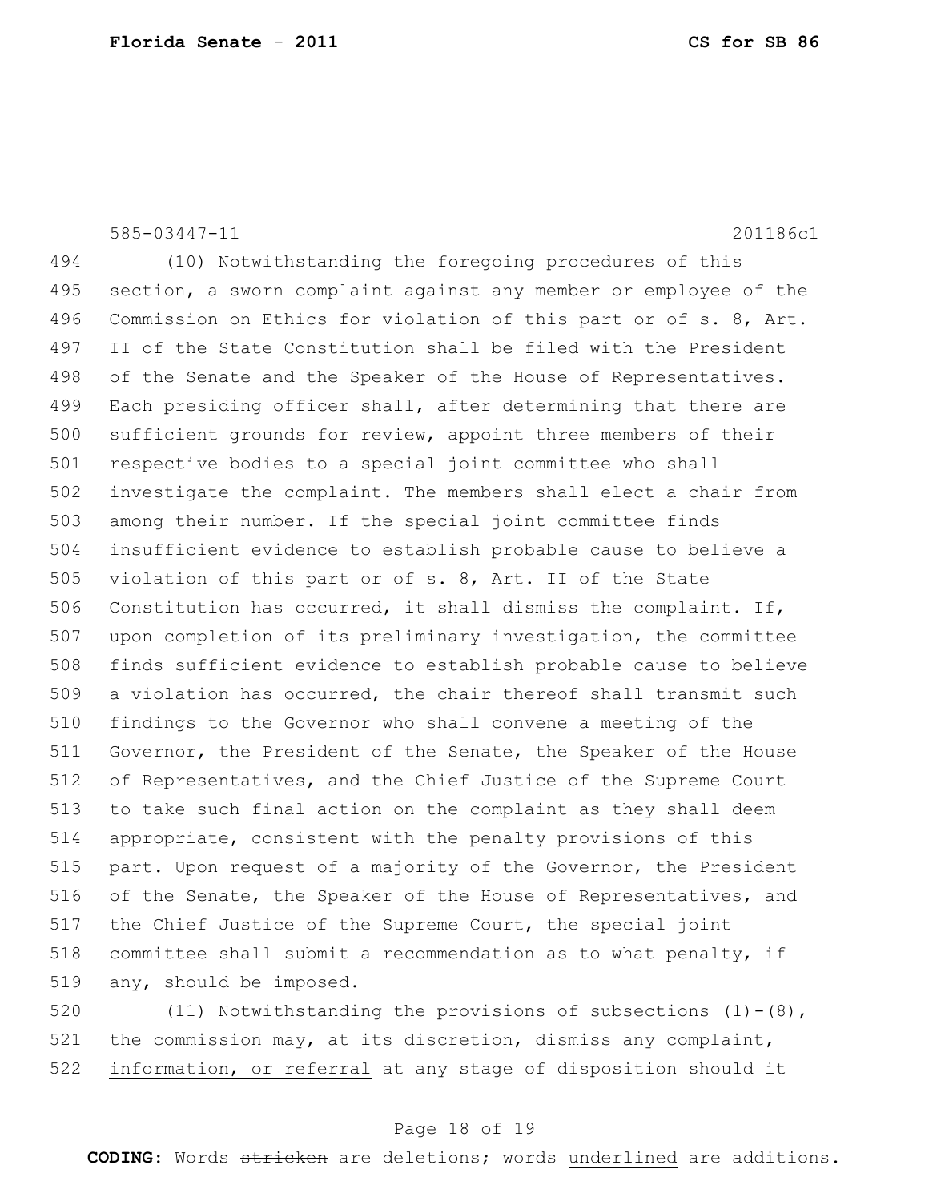(10) Notwithstanding the foregoing procedures of this section, a sworn complaint against any member or employee of the Commission on Ethics for violation of this part or of s. 8, Art. II of the State Constitution shall be filed with the President of the Senate and the Speaker of the House of Representatives. Each presiding officer shall, after determining that there are sufficient grounds for review, appoint three members of their respective bodies to a special joint committee who shall investigate the complaint. The members shall elect a chair from among their number. If the special joint committee finds insufficient evidence to establish probable cause to believe a violation of this part or of s. 8, Art. II of the State Constitution has occurred, it shall dismiss the complaint. If, upon completion of its preliminary investigation, the committee finds sufficient evidence to establish probable cause to believe a violation has occurred, the chair thereof shall transmit such findings to the Governor who shall convene a meeting of the Governor, the President of the Senate, the Speaker of the House of Representatives, and the Chief Justice of the Supreme Court to take such final action on the complaint as they shall deem appropriate, consistent with the penalty provisions of this part. Upon request of a majority of the Governor, the President of the Senate, the Speaker of the House of Representatives, and the Chief Justice of the Supreme Court, the special joint committee shall submit a recommendation as to what penalty, if any, should be imposed.

(11) Notwithstanding the provisions of subsections (1)-(8), the commission may, at its discretion, dismiss any complaint, information, or referral at any stage of disposition should it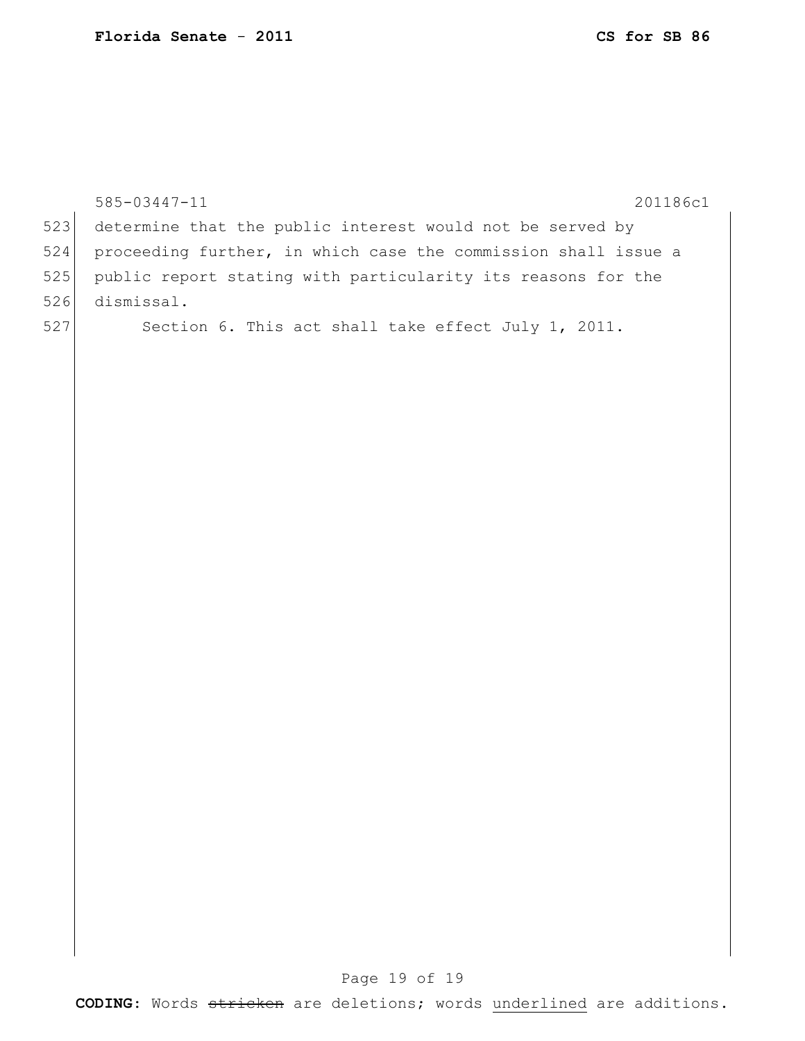determine that the public interest would not be served by proceeding further, in which case the commission shall issue a public report stating with particularity its reasons for the dismissal.

Section 6. This act shall take effect July 1, 2011.